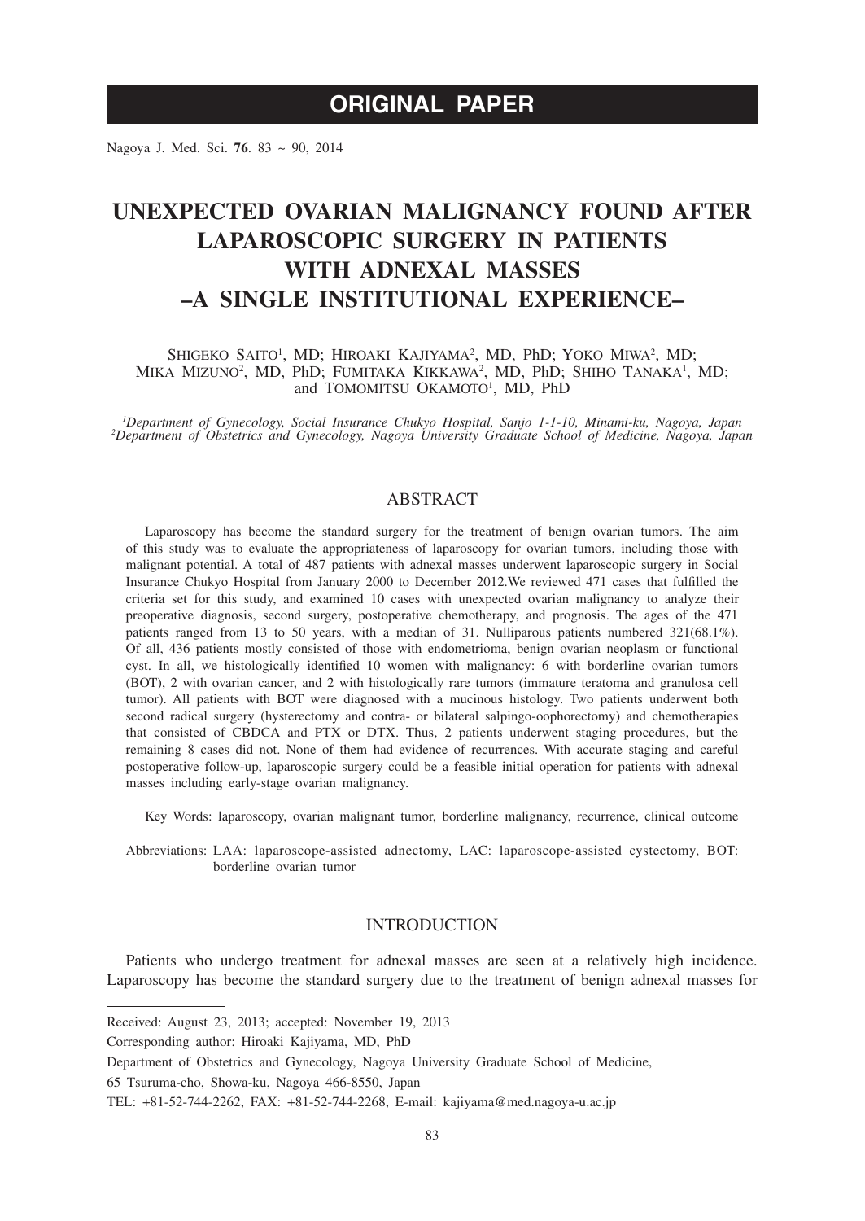**ORIGINAL PAPER**

Nagoya J. Med. Sci. **76**. 83 ~ 90, 2014

# UNEXPECTED OVARIAN MALIGNANCY FOUND AFTER LAPAROSCOPIC SURGERY IN PATIENTS WITH ADNEXAL MASSES –A SINGLE INSTITUTIONAL EXPERIENCE–

SHIGEKO SAITO[1], MD; HIROAKI KAJIYAMA[2], MD, PhD; YOKO MIWA[2], MD; MIKA MIZUNO[2], MD, PhD; FUMITAKA KIKKAWA[2], MD, PhD; SHIHO TANAKA[1], MD; and TOMOMITSU OKAMOTO[1], MD, PhD

*[1]Department of Gynecology, Social Insurance Chukyo Hospital, Sanjo 1-1-10, Minami-ku, Nagoya, Japan*
*[2]Department of Obstetrics and Gynecology, Nagoya University Graduate School of Medicine, Nagoya, Japan*

## ABSTRACT

Laparoscopy has become the standard surgery for the treatment of benign ovarian tumors. The aim of this study was to evaluate the appropriateness of laparoscopy for ovarian tumors, including those with malignant potential. A total of 487 patients with adnexal masses underwent laparoscopic surgery in Social Insurance Chukyo Hospital from January 2000 to December 2012.We reviewed 471 cases that fulfilled the criteria set for this study, and examined 10 cases with unexpected ovarian malignancy to analyze their preoperative diagnosis, second surgery, postoperative chemotherapy, and prognosis. The ages of the 471 patients ranged from 13 to 50 years, with a median of 31. Nulliparous patients numbered 321(68.1%). Of all, 436 patients mostly consisted of those with endometrioma, benign ovarian neoplasm or functional cyst. In all, we histologically identified 10 women with malignancy: 6 with borderline ovarian tumors (BOT), 2 with ovarian cancer, and 2 with histologically rare tumors (immature teratoma and granulosa cell tumor). All patients with BOT were diagnosed with a mucinous histology. Two patients underwent both second radical surgery (hysterectomy and contra- or bilateral salpingo-oophorectomy) and chemotherapies that consisted of CBDCA and PTX or DTX. Thus, 2 patients underwent staging procedures, but the remaining 8 cases did not. None of them had evidence of recurrences. With accurate staging and careful postoperative follow-up, laparoscopic surgery could be a feasible initial operation for patients with adnexal masses including early-stage ovarian malignancy.

Key Words: laparoscopy, ovarian malignant tumor, borderline malignancy, recurrence, clinical outcome

Abbreviations: LAA: laparoscope-assisted adnectomy, LAC: laparoscope-assisted cystectomy, BOT: borderline ovarian tumor

## INTRODUCTION

Patients who undergo treatment for adnexal masses are seen at a relatively high incidence. Laparoscopy has become the standard surgery due to the treatment of benign adnexal masses for

---

Received: August 23, 2013; accepted: November 19, 2013

Corresponding author: Hiroaki Kajiyama, MD, PhD

Department of Obstetrics and Gynecology, Nagoya University Graduate School of Medicine,

65 Tsuruma-cho, Showa-ku, Nagoya 466-8550, Japan

TEL: +81-52-744-2262, FAX: +81-52-744-2268, E-mail: kajiyama@med.nagoya-u.ac.jp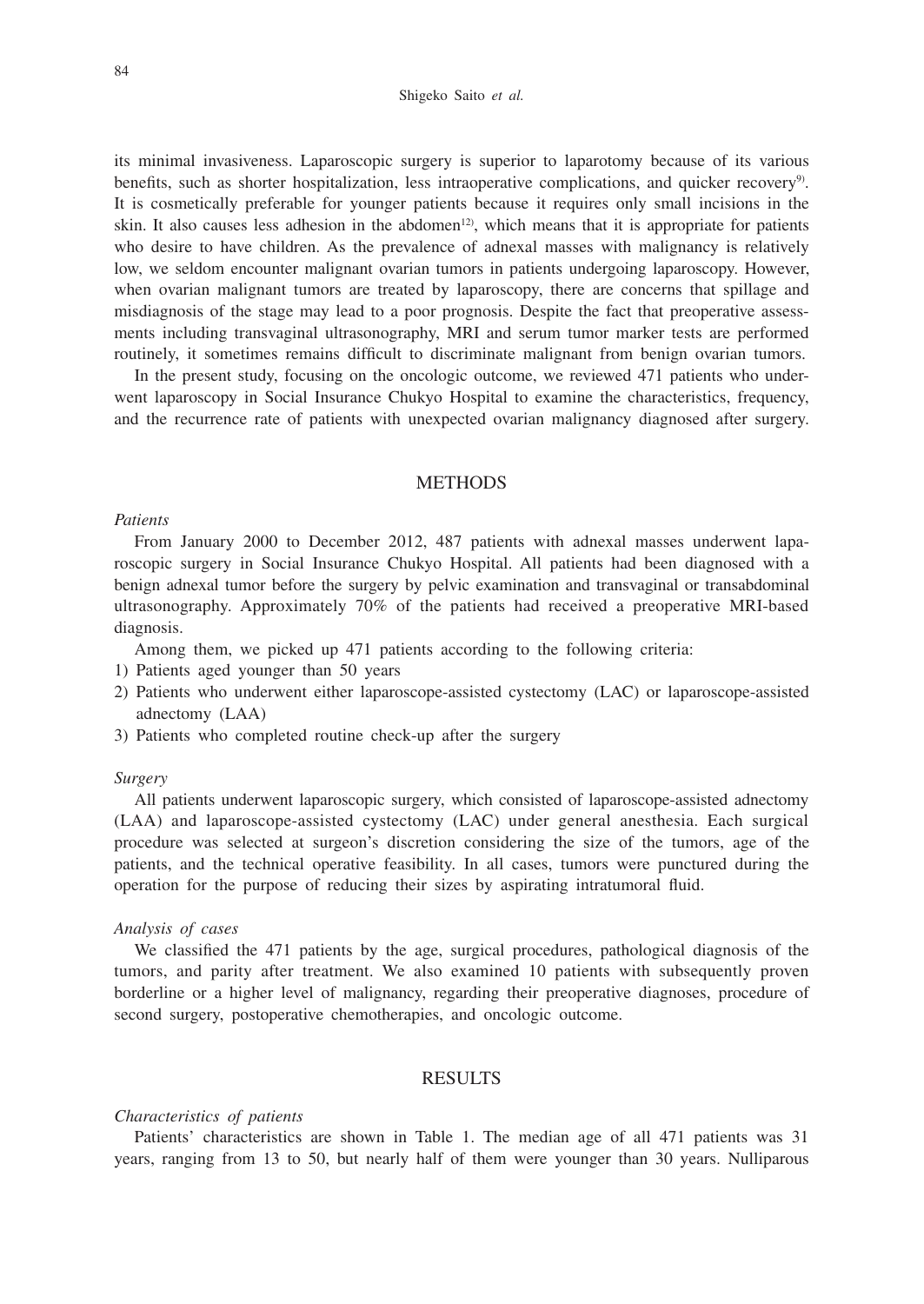its minimal invasiveness. Laparoscopic surgery is superior to laparotomy because of its various benefits, such as shorter hospitalization, less intraoperative complications, and quicker recovery[9]. It is cosmetically preferable for younger patients because it requires only small incisions in the skin. It also causes less adhesion in the abdomen[12], which means that it is appropriate for patients who desire to have children. As the prevalence of adnexal masses with malignancy is relatively low, we seldom encounter malignant ovarian tumors in patients undergoing laparoscopy. However, when ovarian malignant tumors are treated by laparoscopy, there are concerns that spillage and misdiagnosis of the stage may lead to a poor prognosis. Despite the fact that preoperative assessments including transvaginal ultrasonography, MRI and serum tumor marker tests are performed routinely, it sometimes remains difficult to discriminate malignant from benign ovarian tumors.

In the present study, focusing on the oncologic outcome, we reviewed 471 patients who underwent laparoscopy in Social Insurance Chukyo Hospital to examine the characteristics, frequency, and the recurrence rate of patients with unexpected ovarian malignancy diagnosed after surgery.

## METHODS

*Patients*

From January 2000 to December 2012, 487 patients with adnexal masses underwent laparoscopic surgery in Social Insurance Chukyo Hospital. All patients had been diagnosed with a benign adnexal tumor before the surgery by pelvic examination and transvaginal or transabdominal ultrasonography. Approximately 70% of the patients had received a preoperative MRI-based diagnosis.

Among them, we picked up 471 patients according to the following criteria:

1) Patients aged younger than 50 years
2) Patients who underwent either laparoscope-assisted cystectomy (LAC) or laparoscope-assisted adnectomy (LAA)
3) Patients who completed routine check-up after the surgery

*Surgery*

All patients underwent laparoscopic surgery, which consisted of laparoscope-assisted adnectomy (LAA) and laparoscope-assisted cystectomy (LAC) under general anesthesia. Each surgical procedure was selected at surgeon's discretion considering the size of the tumors, age of the patients, and the technical operative feasibility. In all cases, tumors were punctured during the operation for the purpose of reducing their sizes by aspirating intratumoral fluid.

*Analysis of cases*

We classified the 471 patients by the age, surgical procedures, pathological diagnosis of the tumors, and parity after treatment. We also examined 10 patients with subsequently proven borderline or a higher level of malignancy, regarding their preoperative diagnoses, procedure of second surgery, postoperative chemotherapies, and oncologic outcome.

## RESULTS

*Characteristics of patients*

Patients' characteristics are shown in Table 1. The median age of all 471 patients was 31 years, ranging from 13 to 50, but nearly half of them were younger than 30 years. Nulliparous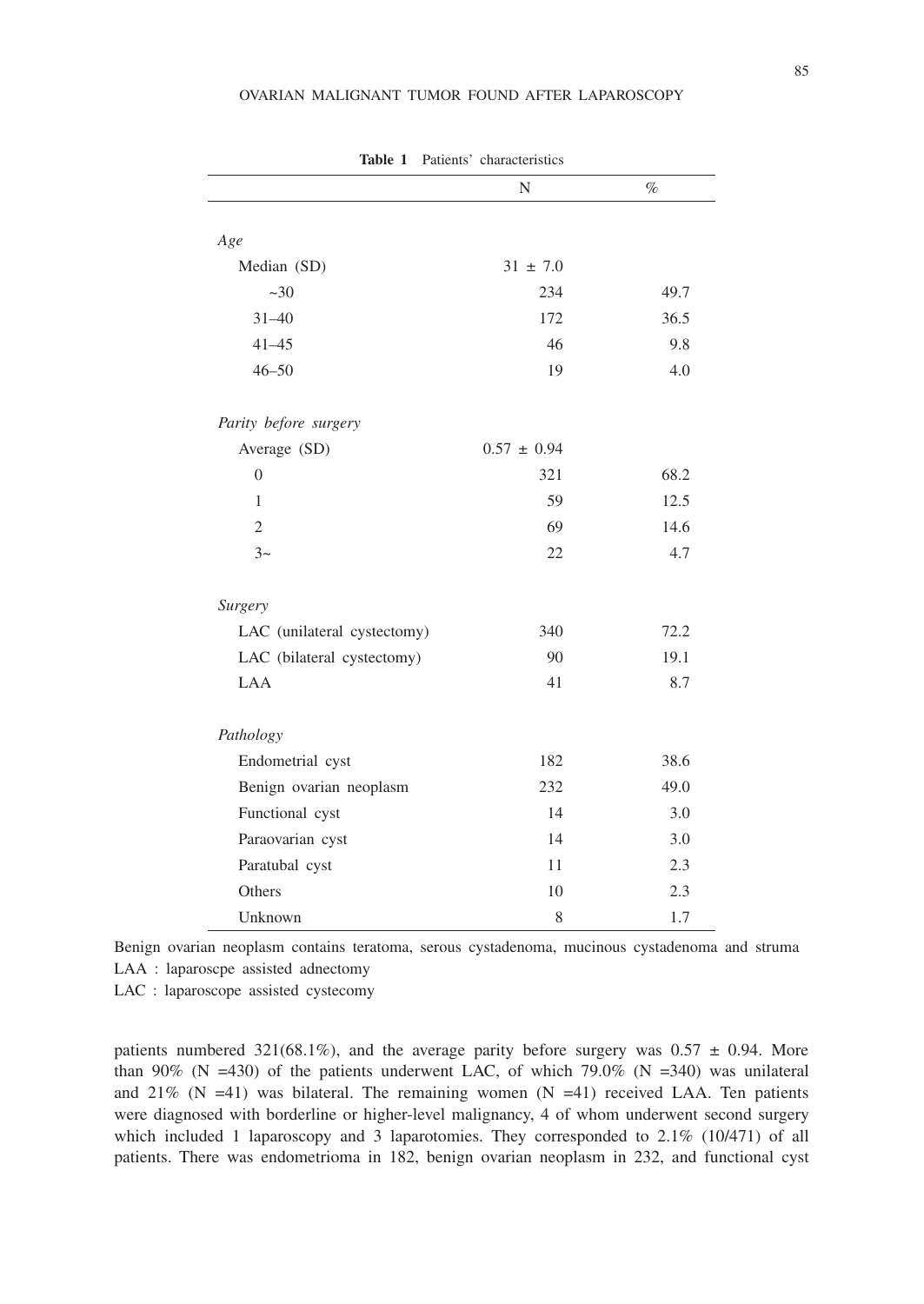**Table 1** Patients' characteristics

| | N | % |
|---|---|---|
| *Age* | | |
| Median (SD) | 31 ± 7.0 | |
| ~30 | 234 | 49.7 |
| 31–40 | 172 | 36.5 |
| 41–45 | 46 | 9.8 |
| 46–50 | 19 | 4.0 |
| *Parity before surgery* | | |
| Average (SD) | 0.57 ± 0.94 | |
| 0 | 321 | 68.2 |
| 1 | 59 | 12.5 |
| 2 | 69 | 14.6 |
| 3~ | 22 | 4.7 |
| *Surgery* | | |
| LAC (unilateral cystectomy) | 340 | 72.2 |
| LAC (bilateral cystectomy) | 90 | 19.1 |
| LAA | 41 | 8.7 |
| *Pathology* | | |
| Endometrial cyst | 182 | 38.6 |
| Benign ovarian neoplasm | 232 | 49.0 |
| Functional cyst | 14 | 3.0 |
| Paraovarian cyst | 14 | 3.0 |
| Paratubal cyst | 11 | 2.3 |
| Others | 10 | 2.3 |
| Unknown | 8 | 1.7 |

Benign ovarian neoplasm contains teratoma, serous cystadenoma, mucinous cystadenoma and struma

LAA : laparoscpe assisted adnectomy

LAC : laparoscope assisted cystecomy

patients numbered 321(68.1%), and the average parity before surgery was 0.57 ± 0.94. More than 90% (N =430) of the patients underwent LAC, of which 79.0% (N =340) was unilateral and 21% (N =41) was bilateral. The remaining women (N =41) received LAA. Ten patients were diagnosed with borderline or higher-level malignancy, 4 of whom underwent second surgery which included 1 laparoscopy and 3 laparotomies. They corresponded to 2.1% (10/471) of all patients. There was endometrioma in 182, benign ovarian neoplasm in 232, and functional cyst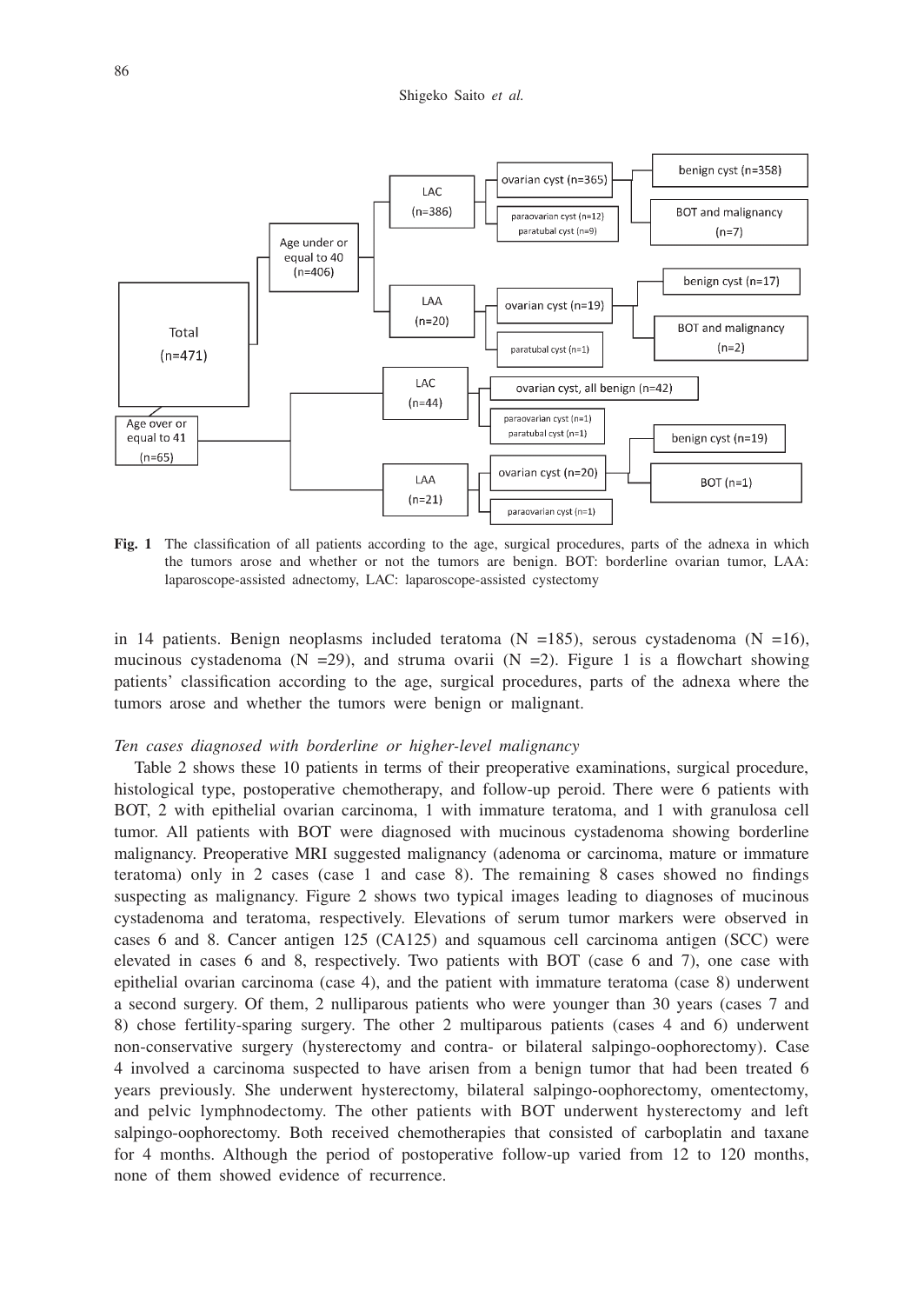**Fig. 1** The classification of all patients according to the age, surgical procedures, parts of the adnexa in which the tumors arose and whether or not the tumors are benign. BOT: borderline ovarian tumor, LAA: laparoscope-assisted adnectomy, LAC: laparoscope-assisted cystectomy

in 14 patients. Benign neoplasms included teratoma (N =185), serous cystadenoma (N =16), mucinous cystadenoma (N =29), and struma ovarii (N =2). Figure 1 is a flowchart showing patients' classification according to the age, surgical procedures, parts of the adnexa where the tumors arose and whether the tumors were benign or malignant.

*Ten cases diagnosed with borderline or higher-level malignancy*

Table 2 shows these 10 patients in terms of their preoperative examinations, surgical procedure, histological type, postoperative chemotherapy, and follow-up peroid. There were 6 patients with BOT, 2 with epithelial ovarian carcinoma, 1 with immature teratoma, and 1 with granulosa cell tumor. All patients with BOT were diagnosed with mucinous cystadenoma showing borderline malignancy. Preoperative MRI suggested malignancy (adenoma or carcinoma, mature or immature teratoma) only in 2 cases (case 1 and case 8). The remaining 8 cases showed no findings suspecting as malignancy. Figure 2 shows two typical images leading to diagnoses of mucinous cystadenoma and teratoma, respectively. Elevations of serum tumor markers were observed in cases 6 and 8. Cancer antigen 125 (CA125) and squamous cell carcinoma antigen (SCC) were elevated in cases 6 and 8, respectively. Two patients with BOT (case 6 and 7), one case with epithelial ovarian carcinoma (case 4), and the patient with immature teratoma (case 8) underwent a second surgery. Of them, 2 nulliparous patients who were younger than 30 years (cases 7 and 8) chose fertility-sparing surgery. The other 2 multiparous patients (cases 4 and 6) underwent non-conservative surgery (hysterectomy and contra- or bilateral salpingo-oophorectomy). Case 4 involved a carcinoma suspected to have arisen from a benign tumor that had been treated 6 years previously. She underwent hysterectomy, bilateral salpingo-oophorectomy, omentectomy, and pelvic lymphnodectomy. The other patients with BOT underwent hysterectomy and left salpingo-oophorectomy. Both received chemotherapies that consisted of carboplatin and taxane for 4 months. Although the period of postoperative follow-up varied from 12 to 120 months, none of them showed evidence of recurrence.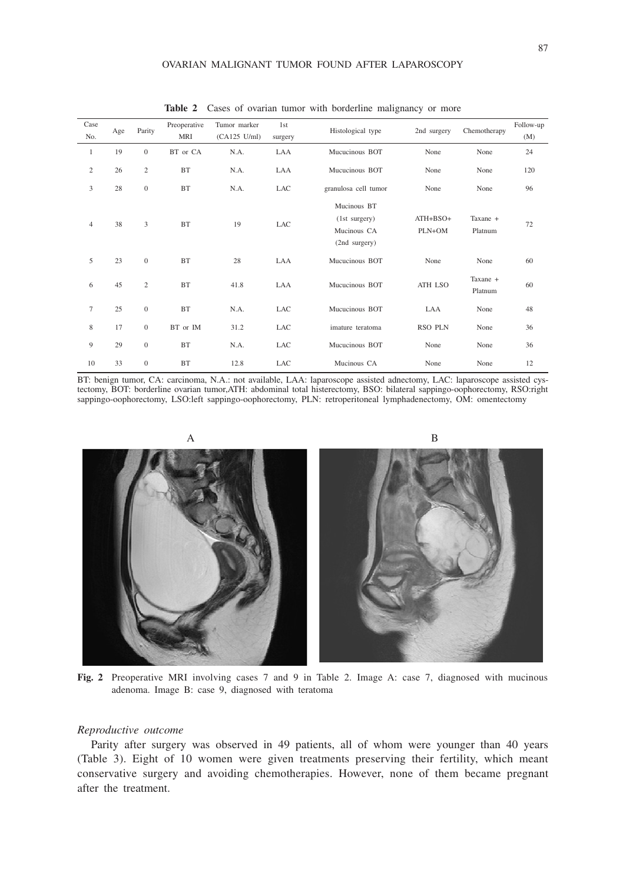**Table 2** Cases of ovarian tumor with borderline malignancy or more

| Case No. | Age | Parity | Preoperative MRI | Tumor marker (CA125 U/ml) | 1st surgery | Histological type | 2nd surgery | Chemotherapy | Follow-up (M) |
|---|---|---|---|---|---|---|---|---|---|
| 1 | 19 | 0 | BT or CA | N.A. | LAA | Mucucinous BOT | None | None | 24 |
| 2 | 26 | 2 | BT | N.A. | LAA | Mucucinous BOT | None | None | 120 |
| 3 | 28 | 0 | BT | N.A. | LAC | granulosa cell tumor | None | None | 96 |
| 4 | 38 | 3 | BT | 19 | LAC | Mucinous BT (1st surgery) Mucinous CA (2nd surgery) | ATH+BSO+ PLN+OM | Taxane + Platnum | 72 |
| 5 | 23 | 0 | BT | 28 | LAA | Mucucinous BOT | None | None | 60 |
| 6 | 45 | 2 | BT | 41.8 | LAA | Mucucinous BOT | ATH LSO | Taxane + Platnum | 60 |
| 7 | 25 | 0 | BT | N.A. | LAC | Mucucinous BOT | LAA | None | 48 |
| 8 | 17 | 0 | BT or IM | 31.2 | LAC | imature teratoma | RSO PLN | None | 36 |
| 9 | 29 | 0 | BT | N.A. | LAC | Mucucinous BOT | None | None | 36 |
| 10 | 33 | 0 | BT | 12.8 | LAC | Mucinous CA | None | None | 12 |

BT: benign tumor, CA: carcinoma, N.A.: not available, LAA: laparoscope assisted adnectomy, LAC: laparoscope assisted cystectomy, BOT: borderline ovarian tumor,ATH: abdominal total histerectomy, BSO: bilateral sappingo-oophorectomy, RSO:right sappingo-oophorectomy, LSO:left sappingo-oophorectomy, PLN: retroperitoneal lymphadenectomy, OM: omentectomy

**Fig. 2** Preoperative MRI involving cases 7 and 9 in Table 2. Image A: case 7, diagnosed with mucinous adenoma. Image B: case 9, diagnosed with teratoma

### *Reproductive outcome*

Parity after surgery was observed in 49 patients, all of whom were younger than 40 years (Table 3). Eight of 10 women were given treatments preserving their fertility, which meant conservative surgery and avoiding chemotherapies. However, none of them became pregnant after the treatment.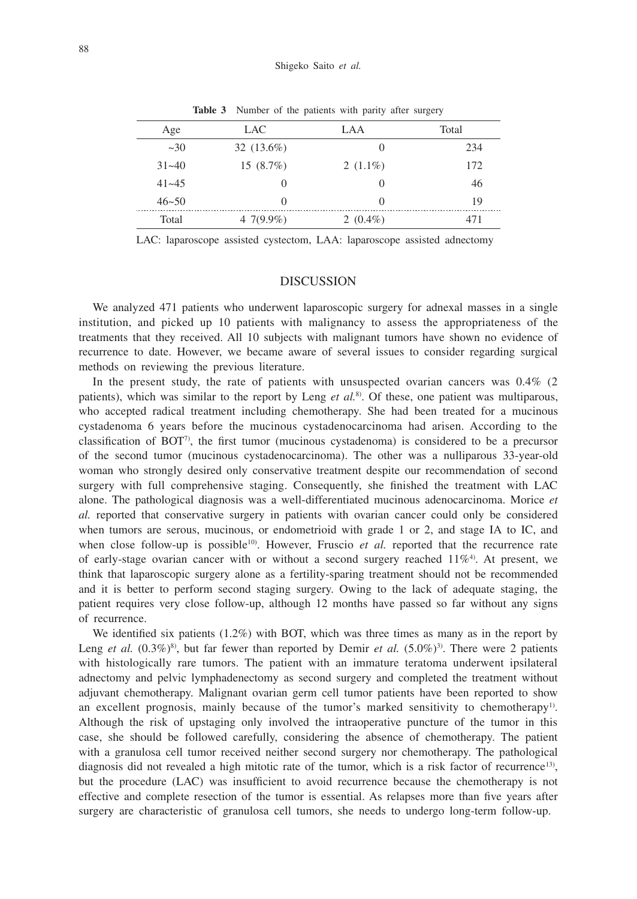**Table 3** Number of the patients with parity after surgery

| Age | LAC | LAA | Total |
|---|---|---|---|
| ~30 | 32 (13.6%) | 0 | 234 |
| 31~40 | 15 (8.7%) | 2 (1.1%) | 172 |
| 41~45 | 0 | 0 | 46 |
| 46~50 | 0 | 0 | 19 |
| Total | 4 7(9.9%) | 2 (0.4%) | 471 |

LAC: laparoscope assisted cystectom, LAA: laparoscope assisted adnectomy

## DISCUSSION

We analyzed 471 patients who underwent laparoscopic surgery for adnexal masses in a single institution, and picked up 10 patients with malignancy to assess the appropriateness of the treatments that they received. All 10 subjects with malignant tumors have shown no evidence of recurrence to date. However, we became aware of several issues to consider regarding surgical methods on reviewing the previous literature.

In the present study, the rate of patients with unsuspected ovarian cancers was 0.4% (2 patients), which was similar to the report by Leng *et al.*[8]. Of these, one patient was multiparous, who accepted radical treatment including chemotherapy. She had been treated for a mucinous cystadenoma 6 years before the mucinous cystadenocarcinoma had arisen. According to the classification of BOT[7], the first tumor (mucinous cystadenoma) is considered to be a precursor of the second tumor (mucinous cystadenocarcinoma). The other was a nulliparous 33-year-old woman who strongly desired only conservative treatment despite our recommendation of second surgery with full comprehensive staging. Consequently, she finished the treatment with LAC alone. The pathological diagnosis was a well-differentiated mucinous adenocarcinoma. Morice *et al.* reported that conservative surgery in patients with ovarian cancer could only be considered when tumors are serous, mucinous, or endometrioid with grade 1 or 2, and stage IA to IC, and when close follow-up is possible[10]. However, Fruscio *et al.* reported that the recurrence rate of early-stage ovarian cancer with or without a second surgery reached 11%[4]. At present, we think that laparoscopic surgery alone as a fertility-sparing treatment should not be recommended and it is better to perform second staging surgery. Owing to the lack of adequate staging, the patient requires very close follow-up, although 12 months have passed so far without any signs of recurrence.

We identified six patients (1.2%) with BOT, which was three times as many as in the report by Leng *et al.* (0.3%)[8], but far fewer than reported by Demir *et al.* (5.0%)[3]. There were 2 patients with histologically rare tumors. The patient with an immature teratoma underwent ipsilateral adnectomy and pelvic lymphadenectomy as second surgery and completed the treatment without adjuvant chemotherapy. Malignant ovarian germ cell tumor patients have been reported to show an excellent prognosis, mainly because of the tumor's marked sensitivity to chemotherapy[1]. Although the risk of upstaging only involved the intraoperative puncture of the tumor in this case, she should be followed carefully, considering the absence of chemotherapy. The patient with a granulosa cell tumor received neither second surgery nor chemotherapy. The pathological diagnosis did not revealed a high mitotic rate of the tumor, which is a risk factor of recurrence[13], but the procedure (LAC) was insufficient to avoid recurrence because the chemotherapy is not effective and complete resection of the tumor is essential. As relapses more than five years after surgery are characteristic of granulosa cell tumors, she needs to undergo long-term follow-up.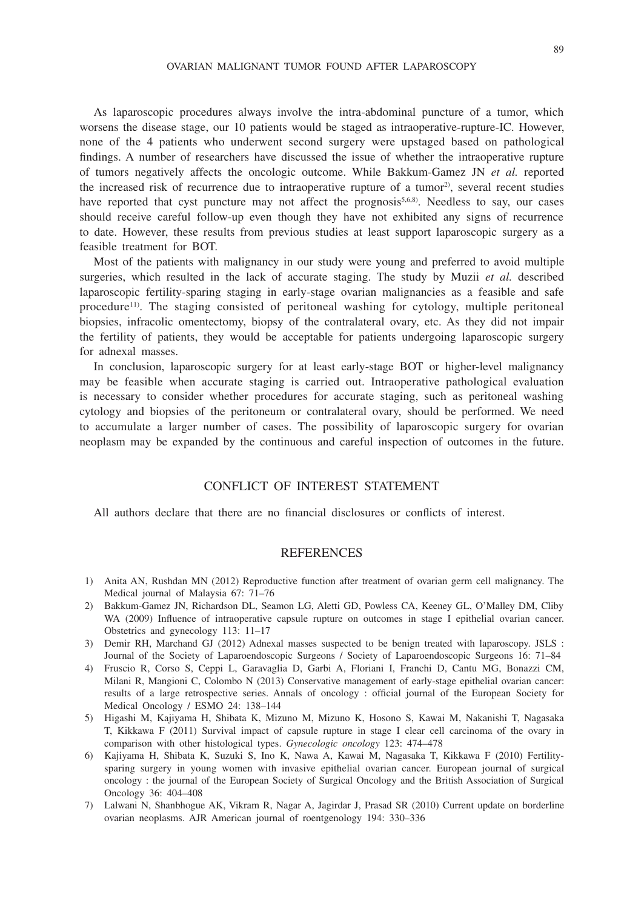As laparoscopic procedures always involve the intra-abdominal puncture of a tumor, which worsens the disease stage, our 10 patients would be staged as intraoperative-rupture-IC. However, none of the 4 patients who underwent second surgery were upstaged based on pathological findings. A number of researchers have discussed the issue of whether the intraoperative rupture of tumors negatively affects the oncologic outcome. While Bakkum-Gamez JN *et al.* reported the increased risk of recurrence due to intraoperative rupture of a tumor[2)], several recent studies have reported that cyst puncture may not affect the prognosis[5,6,8)]. Needless to say, our cases should receive careful follow-up even though they have not exhibited any signs of recurrence to date. However, these results from previous studies at least support laparoscopic surgery as a feasible treatment for BOT.

Most of the patients with malignancy in our study were young and preferred to avoid multiple surgeries, which resulted in the lack of accurate staging. The study by Muzii *et al.* described laparoscopic fertility-sparing staging in early-stage ovarian malignancies as a feasible and safe procedure[11)]. The staging consisted of peritoneal washing for cytology, multiple peritoneal biopsies, infracolic omentectomy, biopsy of the contralateral ovary, etc. As they did not impair the fertility of patients, they would be acceptable for patients undergoing laparoscopic surgery for adnexal masses.

In conclusion, laparoscopic surgery for at least early-stage BOT or higher-level malignancy may be feasible when accurate staging is carried out. Intraoperative pathological evaluation is necessary to consider whether procedures for accurate staging, such as peritoneal washing cytology and biopsies of the peritoneum or contralateral ovary, should be performed. We need to accumulate a larger number of cases. The possibility of laparoscopic surgery for ovarian neoplasm may be expanded by the continuous and careful inspection of outcomes in the future.

## CONFLICT OF INTEREST STATEMENT

All authors declare that there are no financial disclosures or conflicts of interest.

## REFERENCES

1) Anita AN, Rushdan MN (2012) Reproductive function after treatment of ovarian germ cell malignancy. The Medical journal of Malaysia 67: 71–76
2) Bakkum-Gamez JN, Richardson DL, Seamon LG, Aletti GD, Powless CA, Keeney GL, O'Malley DM, Cliby WA (2009) Influence of intraoperative capsule rupture on outcomes in stage I epithelial ovarian cancer. Obstetrics and gynecology 113: 11–17
3) Demir RH, Marchand GJ (2012) Adnexal masses suspected to be benign treated with laparoscopy. JSLS : Journal of the Society of Laparoendoscopic Surgeons / Society of Laparoendoscopic Surgeons 16: 71–84
4) Fruscio R, Corso S, Ceppi L, Garavaglia D, Garbi A, Floriani I, Franchi D, Cantu MG, Bonazzi CM, Milani R, Mangioni C, Colombo N (2013) Conservative management of early-stage epithelial ovarian cancer: results of a large retrospective series. Annals of oncology : official journal of the European Society for Medical Oncology / ESMO 24: 138–144
5) Higashi M, Kajiyama H, Shibata K, Mizuno M, Mizuno K, Hosono S, Kawai M, Nakanishi T, Nagasaka T, Kikkawa F (2011) Survival impact of capsule rupture in stage I clear cell carcinoma of the ovary in comparison with other histological types. *Gynecologic oncology* 123: 474–478
6) Kajiyama H, Shibata K, Suzuki S, Ino K, Nawa A, Kawai M, Nagasaka T, Kikkawa F (2010) Fertility-sparing surgery in young women with invasive epithelial ovarian cancer. European journal of surgical oncology : the journal of the European Society of Surgical Oncology and the British Association of Surgical Oncology 36: 404–408
7) Lalwani N, Shanbhogue AK, Vikram R, Nagar A, Jagirdar J, Prasad SR (2010) Current update on borderline ovarian neoplasms. AJR American journal of roentgenology 194: 330–336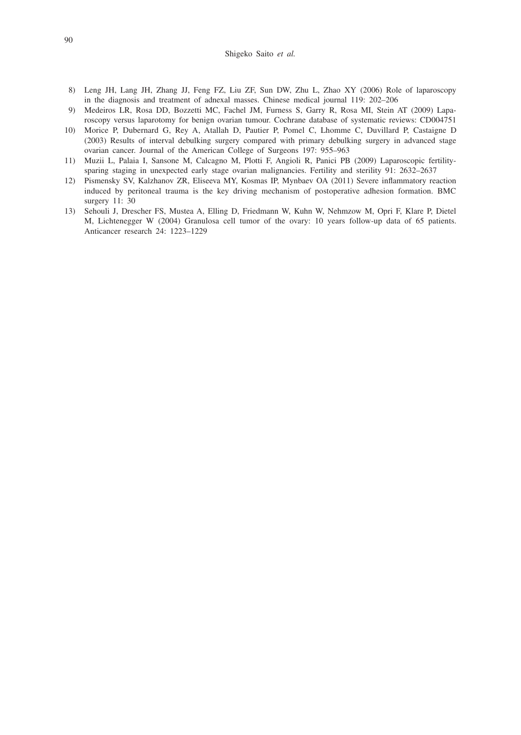8) Leng JH, Lang JH, Zhang JJ, Feng FZ, Liu ZF, Sun DW, Zhu L, Zhao XY (2006) Role of laparoscopy in the diagnosis and treatment of adnexal masses. Chinese medical journal 119: 202–206
9) Medeiros LR, Rosa DD, Bozzetti MC, Fachel JM, Furness S, Garry R, Rosa MI, Stein AT (2009) Laparoscopy versus laparotomy for benign ovarian tumour. Cochrane database of systematic reviews: CD004751
10) Morice P, Dubernard G, Rey A, Atallah D, Pautier P, Pomel C, Lhomme C, Duvillard P, Castaigne D (2003) Results of interval debulking surgery compared with primary debulking surgery in advanced stage ovarian cancer. Journal of the American College of Surgeons 197: 955–963
11) Muzii L, Palaia I, Sansone M, Calcagno M, Plotti F, Angioli R, Panici PB (2009) Laparoscopic fertility-sparing staging in unexpected early stage ovarian malignancies. Fertility and sterility 91: 2632–2637
12) Pismensky SV, Kalzhanov ZR, Eliseeva MY, Kosmas IP, Mynbaev OA (2011) Severe inflammatory reaction induced by peritoneal trauma is the key driving mechanism of postoperative adhesion formation. BMC surgery 11: 30
13) Sehouli J, Drescher FS, Mustea A, Elling D, Friedmann W, Kuhn W, Nehmzow M, Opri F, Klare P, Dietel M, Lichtenegger W (2004) Granulosa cell tumor of the ovary: 10 years follow-up data of 65 patients. Anticancer research 24: 1223–1229